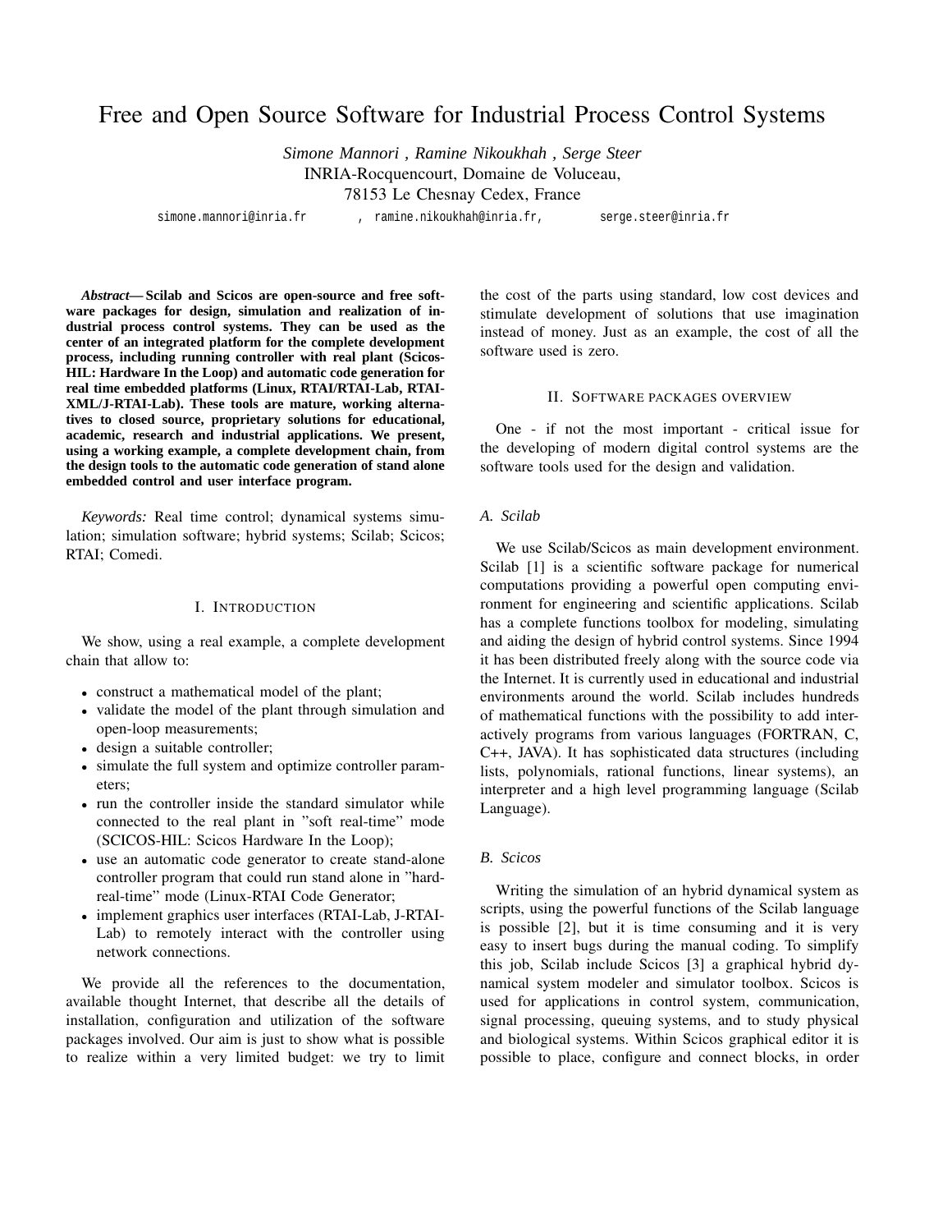# Free and Open Source Software for Industrial Process Control Systems

*Simone Mannori , Ramine Nikoukhah , Serge Steer*
INRIA-Rocquencourt, Domaine de Voluceau,
78153 Le Chesnay Cedex, France
simone.mannori@inria.fr , ramine.nikoukhah@inria.fr, serge.steer@inria.fr

***Abstract*— Scilab and Scicos are open-source and free software packages for design, simulation and realization of industrial process control systems. They can be used as the center of an integrated platform for the complete development process, including running controller with real plant (Scicos-HIL: Hardware In the Loop) and automatic code generation for real time embedded platforms (Linux, RTAI/RTAI-Lab, RTAI-XML/J-RTAI-Lab). These tools are mature, working alternatives to closed source, proprietary solutions for educational, academic, research and industrial applications. We present, using a working example, a complete development chain, from the design tools to the automatic code generation of stand alone embedded control and user interface program.**

*Keywords:* Real time control; dynamical systems simulation; simulation software; hybrid systems; Scilab; Scicos; RTAI; Comedi.

## I. Introduction

We show, using a real example, a complete development chain that allow to:

- construct a mathematical model of the plant;
- validate the model of the plant through simulation and open-loop measurements;
- design a suitable controller;
- simulate the full system and optimize controller parameters;
- run the controller inside the standard simulator while connected to the real plant in "soft real-time" mode (SCICOS-HIL: Scicos Hardware In the Loop);
- use an automatic code generator to create stand-alone controller program that could run stand alone in "hard-real-time" mode (Linux-RTAI Code Generator;
- implement graphics user interfaces (RTAI-Lab, J-RTAI-Lab) to remotely interact with the controller using network connections.

We provide all the references to the documentation, available thought Internet, that describe all the details of installation, configuration and utilization of the software packages involved. Our aim is just to show what is possible to realize within a very limited budget: we try to limit the cost of the parts using standard, low cost devices and stimulate development of solutions that use imagination instead of money. Just as an example, the cost of all the software used is zero.

## II. Software packages overview

One - if not the most important - critical issue for the developing of modern digital control systems are the software tools used for the design and validation.

### A. Scilab

We use Scilab/Scicos as main development environment. Scilab [1] is a scientific software package for numerical computations providing a powerful open computing environment for engineering and scientific applications. Scilab has a complete functions toolbox for modeling, simulating and aiding the design of hybrid control systems. Since 1994 it has been distributed freely along with the source code via the Internet. It is currently used in educational and industrial environments around the world. Scilab includes hundreds of mathematical functions with the possibility to add interactively programs from various languages (FORTRAN, C, C++, JAVA). It has sophisticated data structures (including lists, polynomials, rational functions, linear systems), an interpreter and a high level programming language (Scilab Language).

### B. Scicos

Writing the simulation of an hybrid dynamical system as scripts, using the powerful functions of the Scilab language is possible [2], but it is time consuming and it is very easy to insert bugs during the manual coding. To simplify this job, Scilab include Scicos [3] a graphical hybrid dynamical system modeler and simulator toolbox. Scicos is used for applications in control system, communication, signal processing, queuing systems, and to study physical and biological systems. Within Scicos graphical editor it is possible to place, configure and connect blocks, in order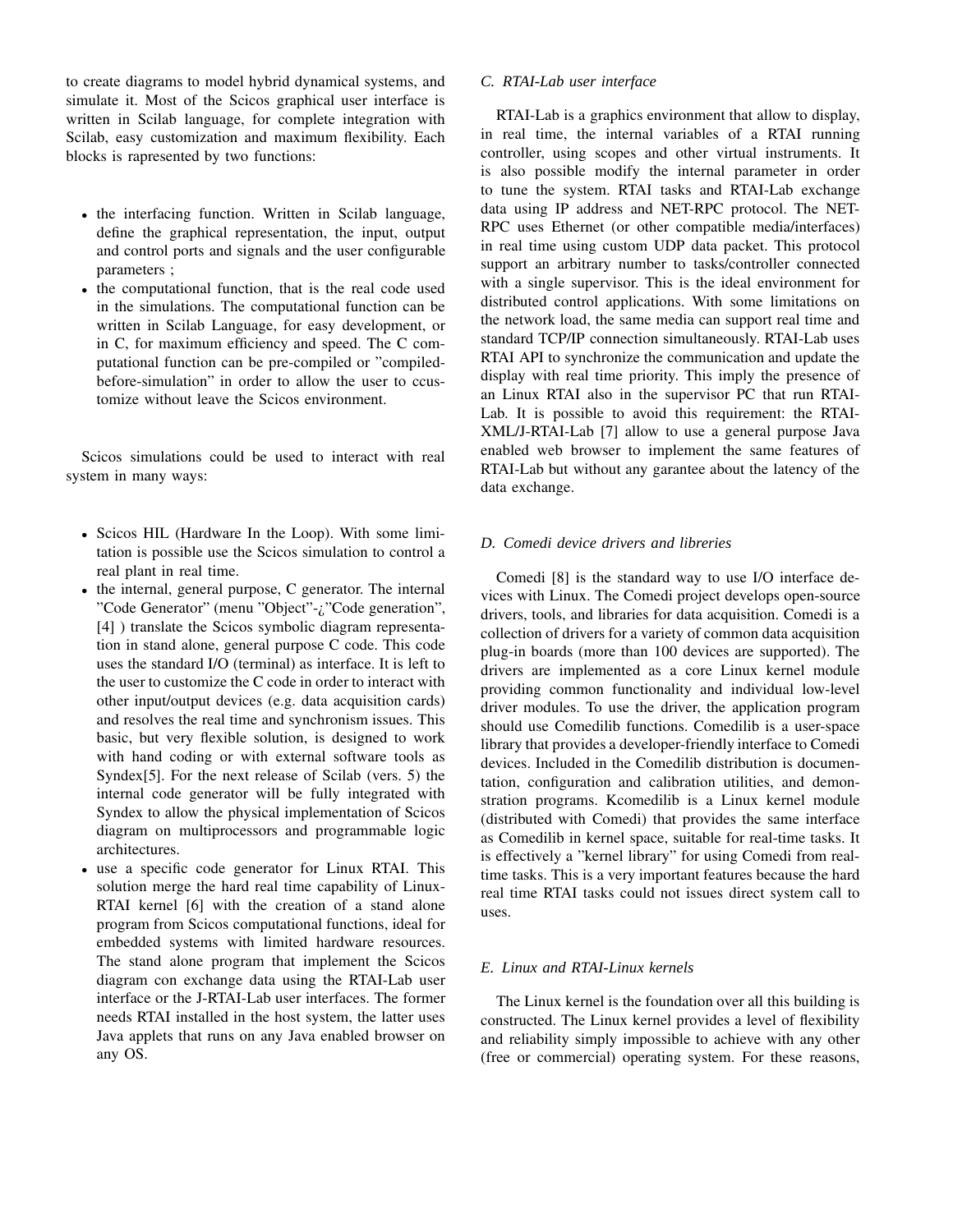to create diagrams to model hybrid dynamical systems, and simulate it. Most of the Scicos graphical user interface is written in Scilab language, for complete integration with Scilab, easy customization and maximum flexibility. Each blocks is rapresented by two functions:

- the interfacing function. Written in Scilab language, define the graphical representation, the input, output and control ports and signals and the user configurable parameters ;
- the computational function, that is the real code used in the simulations. The computational function can be written in Scilab Language, for easy development, or in C, for maximum efficiency and speed. The C computational function can be pre-compiled or "compiled-before-simulation" in order to allow the user to ccustomize without leave the Scicos environment.

Scicos simulations could be used to interact with real system in many ways:

- Scicos HIL (Hardware In the Loop). With some limitation is possible use the Scicos simulation to control a real plant in real time.
- the internal, general purpose, C generator. The internal "Code Generator" (menu "Object"-¿"Code generation", [4] ) translate the Scicos symbolic diagram representation in stand alone, general purpose C code. This code uses the standard I/O (terminal) as interface. It is left to the user to customize the C code in order to interact with other input/output devices (e.g. data acquisition cards) and resolves the real time and synchronism issues. This basic, but very flexible solution, is designed to work with hand coding or with external software tools as Syndex[5]. For the next release of Scilab (vers. 5) the internal code generator will be fully integrated with Syndex to allow the physical implementation of Scicos diagram on multiprocessors and programmable logic architectures.
- use a specific code generator for Linux RTAI. This solution merge the hard real time capability of Linux-RTAI kernel [6] with the creation of a stand alone program from Scicos computational functions, ideal for embedded systems with limited hardware resources. The stand alone program that implement the Scicos diagram con exchange data using the RTAI-Lab user interface or the J-RTAI-Lab user interfaces. The former needs RTAI installed in the host system, the latter uses Java applets that runs on any Java enabled browser on any OS.

### C. RTAI-Lab user interface

RTAI-Lab is a graphics environment that allow to display, in real time, the internal variables of a RTAI running controller, using scopes and other virtual instruments. It is also possible modify the internal parameter in order to tune the system. RTAI tasks and RTAI-Lab exchange data using IP address and NET-RPC protocol. The NET-RPC uses Ethernet (or other compatible media/interfaces) in real time using custom UDP data packet. This protocol support an arbitrary number to tasks/controller connected with a single supervisor. This is the ideal environment for distributed control applications. With some limitations on the network load, the same media can support real time and standard TCP/IP connection simultaneously. RTAI-Lab uses RTAI API to synchronize the communication and update the display with real time priority. This imply the presence of an Linux RTAI also in the supervisor PC that run RTAI-Lab. It is possible to avoid this requirement: the RTAI-XML/J-RTAI-Lab [7] allow to use a general purpose Java enabled web browser to implement the same features of RTAI-Lab but without any garantee about the latency of the data exchange.

### D. Comedi device drivers and libreries

Comedi [8] is the standard way to use I/O interface devices with Linux. The Comedi project develops open-source drivers, tools, and libraries for data acquisition. Comedi is a collection of drivers for a variety of common data acquisition plug-in boards (more than 100 devices are supported). The drivers are implemented as a core Linux kernel module providing common functionality and individual low-level driver modules. To use the driver, the application program should use Comedilib functions. Comedilib is a user-space library that provides a developer-friendly interface to Comedi devices. Included in the Comedilib distribution is documentation, configuration and calibration utilities, and demonstration programs. Kcomedilib is a Linux kernel module (distributed with Comedi) that provides the same interface as Comedilib in kernel space, suitable for real-time tasks. It is effectively a "kernel library" for using Comedi from real-time tasks. This is a very important features because the hard real time RTAI tasks could not issues direct system call to uses.

### E. Linux and RTAI-Linux kernels

The Linux kernel is the foundation over all this building is constructed. The Linux kernel provides a level of flexibility and reliability simply impossible to achieve with any other (free or commercial) operating system. For these reasons,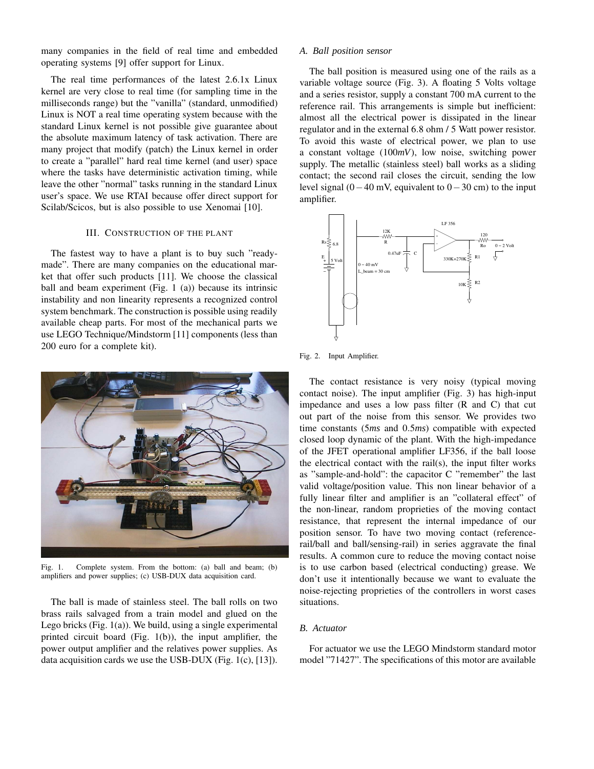many companies in the field of real time and embedded operating systems [9] offer support for Linux.

The real time performances of the latest 2.6.1x Linux kernel are very close to real time (for sampling time in the milliseconds range) but the "vanilla" (standard, unmodified) Linux is NOT a real time operating system because with the standard Linux kernel is not possible give guarantee about the absolute maximum latency of task activation. There are many project that modify (patch) the Linux kernel in order to create a "parallel" hard real time kernel (and user) space where the tasks have deterministic activation timing, while leave the other "normal" tasks running in the standard Linux user's space. We use RTAI because offer direct support for Scilab/Scicos, but is also possible to use Xenomai [10].

## III. Construction of the plant

The fastest way to have a plant is to buy such "ready-made". There are many companies on the educational market that offer such products [11]. We choose the classical ball and beam experiment (Fig. 1 (a)) because its intrinsic instability and non linearity represents a recognized control system benchmark. The construction is possible using readily available cheap parts. For most of the mechanical parts we use LEGO Technique/Mindstorm [11] components (less than 200 euro for a complete kit).

Fig. 1. Complete system. From the bottom: (a) ball and beam; (b) amplifiers and power supplies; (c) USB-DUX data acquisition card.

The ball is made of stainless steel. The ball rolls on two brass rails salvaged from a train model and glued on the Lego bricks (Fig. 1(a)). We build, using a single experimental printed circuit board (Fig. 1(b)), the input amplifier, the power output amplifier and the relatives power supplies. As data acquisition cards we use the USB-DUX (Fig. 1(c), [13]).

### A. Ball position sensor

The ball position is measured using one of the rails as a variable voltage source (Fig. 3). A floating 5 Volts voltage and a series resistor, supply a constant 700 mA current to the reference rail. This arrangements is simple but inefficient: almost all the electrical power is dissipated in the linear regulator and in the external 6.8 ohm / 5 Watt power resistor. To avoid this waste of electrical power, we plan to use a constant voltage (100*mV*), low noise, switching power supply. The metallic (stainless steel) ball works as a sliding contact; the second rail closes the circuit, sending the low level signal ($0-40$ mV, equivalent to $0-30$ cm) to the input amplifier.

Fig. 2. Input Amplifier.

The contact resistance is very noisy (typical moving contact noise). The input amplifier (Fig. 3) has high-input impedance and uses a low pass filter (R and C) that cut out part of the noise from this sensor. We provides two time constants (5*ms* and 0.5*ms*) compatible with expected closed loop dynamic of the plant. With the high-impedance of the JFET operational amplifier LF356, if the ball loose the electrical contact with the rail(s), the input filter works as "sample-and-hold": the capacitor C "remember" the last valid voltage/position value. This non linear behavior of a fully linear filter and amplifier is an "collateral effect" of the non-linear, random proprieties of the moving contact resistance, that represent the internal impedance of our position sensor. To have two moving contact (reference-rail/ball and ball/sensing-rail) in series aggravate the final results. A common cure to reduce the moving contact noise is to use carbon based (electrical conducting) grease. We don't use it intentionally because we want to evaluate the noise-rejecting proprieties of the controllers in worst cases situations.

### B. Actuator

For actuator we use the LEGO Mindstorm standard motor model "71427". The specifications of this motor are available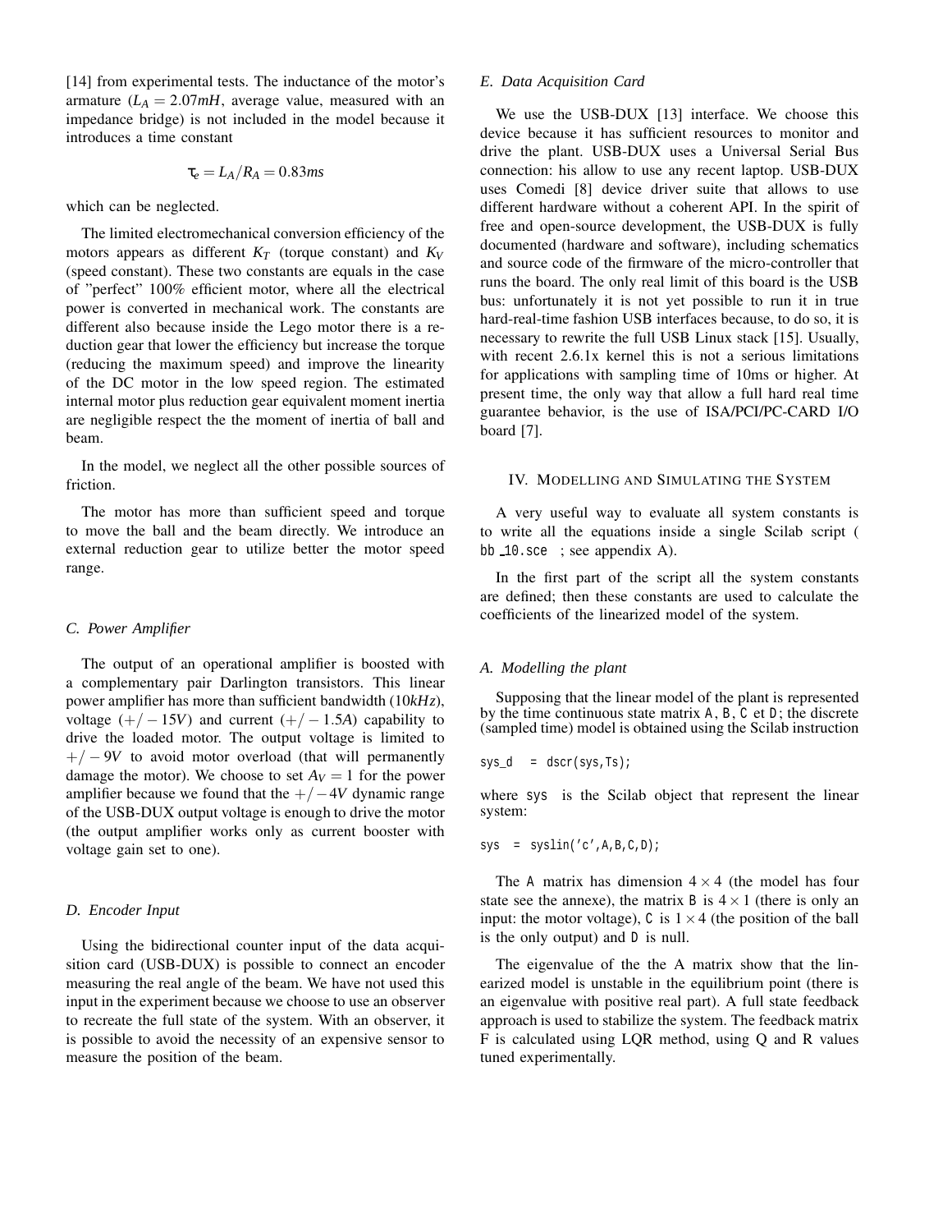[14] from experimental tests. The inductance of the motor's armature ($L_A = 2.07mH$, average value, measured with an impedance bridge) is not included in the model because it introduces a time constant

$$\tau_e = L_A/R_A = 0.83ms$$

which can be neglected.

The limited electromechanical conversion efficiency of the motors appears as different $K_T$ (torque constant) and $K_V$ (speed constant). These two constants are equals in the case of "perfect" 100% efficient motor, where all the electrical power is converted in mechanical work. The constants are different also because inside the Lego motor there is a reduction gear that lower the efficiency but increase the torque (reducing the maximum speed) and improve the linearity of the DC motor in the low speed region. The estimated internal motor plus reduction gear equivalent moment inertia are negligible respect the the moment of inertia of ball and beam.

In the model, we neglect all the other possible sources of friction.

The motor has more than sufficient speed and torque to move the ball and the beam directly. We introduce an external reduction gear to utilize better the motor speed range.

### C. Power Amplifier

The output of an operational amplifier is boosted with a complementary pair Darlington transistors. This linear power amplifier has more than sufficient bandwidth ($10kHz$), voltage ($+/-15V$) and current ($+/-1.5A$) capability to drive the loaded motor. The output voltage is limited to $+/-9V$ to avoid motor overload (that will permanently damage the motor). We choose to set $A_V = 1$ for the power amplifier because we found that the $+/-4V$ dynamic range of the USB-DUX output voltage is enough to drive the motor (the output amplifier works only as current booster with voltage gain set to one).

### D. Encoder Input

Using the bidirectional counter input of the data acquisition card (USB-DUX) is possible to connect an encoder measuring the real angle of the beam. We have not used this input in the experiment because we choose to use an observer to recreate the full state of the system. With an observer, it is possible to avoid the necessity of an expensive sensor to measure the position of the beam.

### E. Data Acquisition Card

We use the USB-DUX [13] interface. We choose this device because it has sufficient resources to monitor and drive the plant. USB-DUX uses a Universal Serial Bus connection: his allow to use any recent laptop. USB-DUX uses Comedi [8] device driver suite that allows to use different hardware without a coherent API. In the spirit of free and open-source development, the USB-DUX is fully documented (hardware and software), including schematics and source code of the firmware of the micro-controller that runs the board. The only real limit of this board is the USB bus: unfortunately it is not yet possible to run it in true hard-real-time fashion USB interfaces because, to do so, it is necessary to rewrite the full USB Linux stack [15]. Usually, with recent 2.6.1x kernel this is not a serious limitations for applications with sampling time of 10ms or higher. At present time, the only way that allow a full hard real time guarantee behavior, is the use of ISA/PCI/PC-CARD I/O board [7].

## IV. Modelling and Simulating the System

A very useful way to evaluate all system constants is to write all the equations inside a single Scilab script ( `bb_10.sce` ; see appendix A).

In the first part of the script all the system constants are defined; then these constants are used to calculate the coefficients of the linearized model of the system.

### A. Modelling the plant

Supposing that the linear model of the plant is represented by the time continuous state matrix `A`, `B`, `C` et `D`; the discrete (sampled time) model is obtained using the Scilab instruction

```
sys_d  = dscr(sys,Ts);
```

where `sys` is the Scilab object that represent the linear system:

```
sys  = syslin('c',A,B,C,D);
```

The `A` matrix has dimension $4 \times 4$ (the model has four state see the annexe), the matrix `B` is $4 \times 1$ (there is only an input: the motor voltage), `C` is $1 \times 4$ (the position of the ball is the only output) and `D` is null.

The eigenvalue of the the A matrix show that the linearized model is unstable in the equilibrium point (there is an eigenvalue with positive real part). A full state feedback approach is used to stabilize the system. The feedback matrix F is calculated using LQR method, using Q and R values tuned experimentally.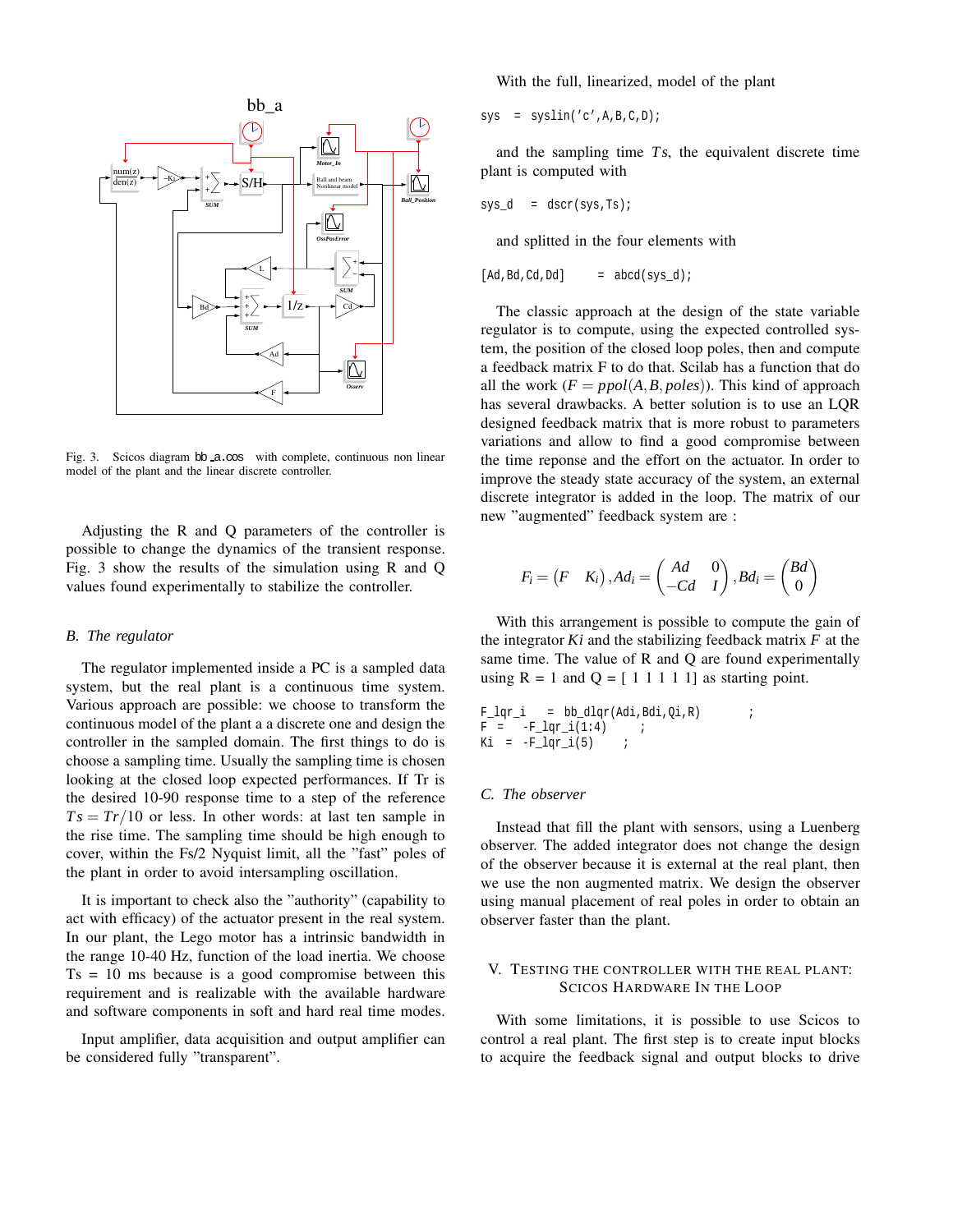Fig. 3. Scicos diagram bb_a.cos with complete, continuous non linear model of the plant and the linear discrete controller.

Adjusting the R and Q parameters of the controller is possible to change the dynamics of the transient response. Fig. 3 show the results of the simulation using R and Q values found experimentally to stabilize the controller.

### B. The regulator

The regulator implemented inside a PC is a sampled data system, but the real plant is a continuous time system. Various approach are possible: we choose to transform the continuous model of the plant a a discrete one and design the controller in the sampled domain. The first things to do is choose a sampling time. Usually the sampling time is chosen looking at the closed loop expected performances. If Tr is the desired 10-90 response time to a step of the reference $Ts = Tr/10$ or less. In other words: at last ten sample in the rise time. The sampling time should be high enough to cover, within the Fs/2 Nyquist limit, all the "fast" poles of the plant in order to avoid intersampling oscillation.

It is important to check also the "authority" (capability to act with efficacy) of the actuator present in the real system. In our plant, the Lego motor has a intrinsic bandwidth in the range 10-40 Hz, function of the load inertia. We choose Ts = 10 ms because is a good compromise between this requirement and is realizable with the available hardware and software components in soft and hard real time modes.

Input amplifier, data acquisition and output amplifier can be considered fully "transparent".

With the full, linearized, model of the plant

```
sys  = syslin('c',A,B,C,D);
```

and the sampling time $Ts$, the equivalent discrete time plant is computed with

```
sys_d  = dscr(sys,Ts);
```

and splitted in the four elements with

```
[Ad,Bd,Cd,Dd]     = abcd(sys_d);
```

The classic approach at the design of the state variable regulator is to compute, using the expected controlled system, the position of the closed loop poles, then and compute a feedback matrix F to do that. Scilab has a function that do all the work ($F = ppol(A,B,poles)$). This kind of approach has several drawbacks. A better solution is to use an LQR designed feedback matrix that is more robust to parameters variations and allow to find a good compromise between the time reponse and the effort on the actuator. In order to improve the steady state accuracy of the system, an external discrete integrator is added in the loop. The matrix of our new "augmented" feedback system are :

$$F_i = \begin{pmatrix} F & K_i \end{pmatrix}, Ad_i = \begin{pmatrix} Ad & 0 \\ -Cd & I \end{pmatrix}, Bd_i = \begin{pmatrix} Bd \\ 0 \end{pmatrix}$$

With this arrangement is possible to compute the gain of the integrator $Ki$ and the stabilizing feedback matrix $F$ at the same time. The value of R and Q are found experimentally using R = 1 and Q = [ 1 1 1 1 1] as starting point.

```
F_lqr_i   = bb_dlqr(Adi,Bdi,Qi,R)       ;
F  =   -F_lqr_i(1:4)     ;
Ki  =  -F_lqr_i(5)    ;
```

### C. The observer

Instead that fill the plant with sensors, using a Luenberg observer. The added integrator does not change the design of the observer because it is external at the real plant, then we use the non augmented matrix. We design the observer using manual placement of real poles in order to obtain an observer faster than the plant.

## V. Testing the Controller with the Real Plant: Scicos Hardware In the Loop

With some limitations, it is possible to use Scicos to control a real plant. The first step is to create input blocks to acquire the feedback signal and output blocks to drive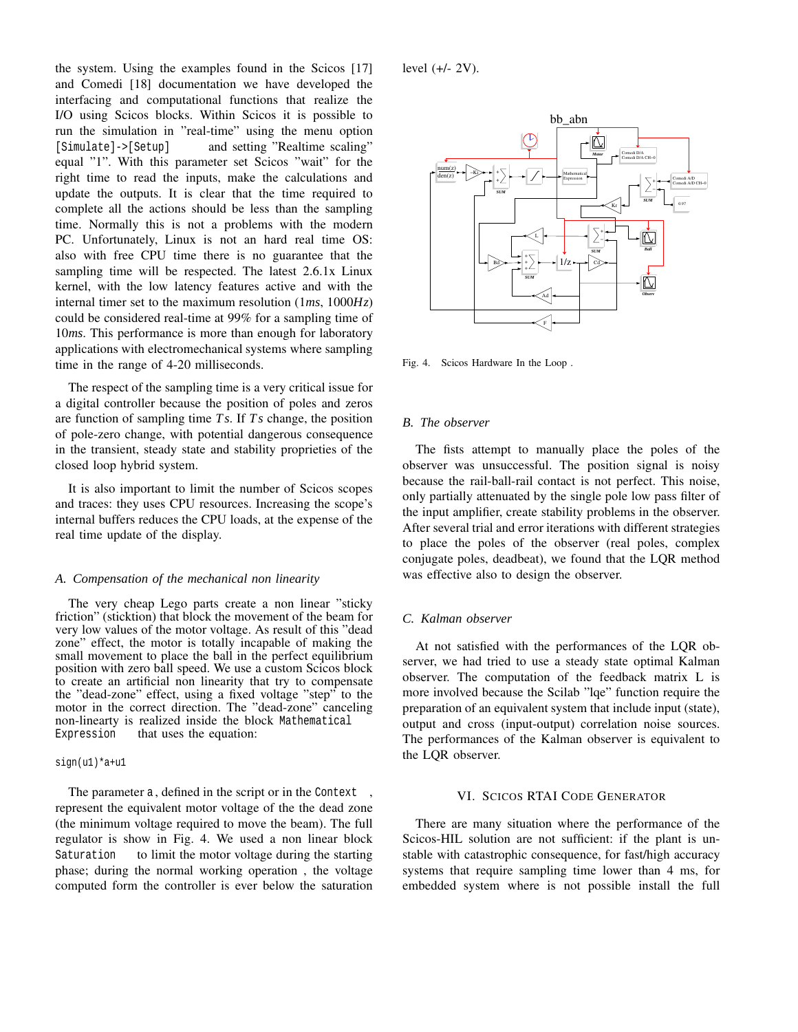the system. Using the examples found in the Scicos [17] and Comedi [18] documentation we have developed the interfacing and computational functions that realize the I/O using Scicos blocks. Within Scicos it is possible to run the simulation in "real-time" using the menu option `[Simulate]->[Setup]` and setting "Realtime scaling" equal "1". With this parameter set Scicos "wait" for the right time to read the inputs, make the calculations and update the outputs. It is clear that the time required to complete all the actions should be less than the sampling time. Normally this is not a problems with the modern PC. Unfortunately, Linux is not an hard real time OS: also with free CPU time there is no guarantee that the sampling time will be respected. The latest 2.6.1x Linux kernel, with the low latency features active and with the internal timer set to the maximum resolution (1*ms*, 1000*Hz*) could be considered real-time at 99% for a sampling time of 10*ms*. This performance is more than enough for laboratory applications with electromechanical systems where sampling time in the range of 4-20 milliseconds.

The respect of the sampling time is a very critical issue for a digital controller because the position of poles and zeros are function of sampling time $Ts$. If $Ts$ change, the position of pole-zero change, with potential dangerous consequence in the transient, steady state and stability proprieties of the closed loop hybrid system.

It is also important to limit the number of Scicos scopes and traces: they uses CPU resources. Increasing the scope's internal buffers reduces the CPU loads, at the expense of the real time update of the display.

### *A. Compensation of the mechanical non linearity*

The very cheap Lego parts create a non linear "sticky friction" (sticktion) that block the movement of the beam for very low values of the motor voltage. As result of this "dead zone" effect, the motor is totally incapable of making the small movement to place the ball in the perfect equilibrium position with zero ball speed. We use a custom Scicos block to create an artificial non linearity that try to compensate the "dead-zone" effect, using a fixed voltage "step" to the motor in the correct direction. The "dead-zone" canceling non-linearty is realized inside the block `Mathematical Expression` that uses the equation:

```
sign(u1)*a+u1
```

The parameter `a`, defined in the script or in the `Context`, represent the equivalent motor voltage of the the dead zone (the minimum voltage required to move the beam). The full regulator is show in Fig. 4. We used a non linear block `Saturation` to limit the motor voltage during the starting phase; during the normal working operation , the voltage computed form the controller is ever below the saturation level (+/- 2V).

Fig. 4. Scicos Hardware In the Loop .

### *B. The observer*

The fists attempt to manually place the poles of the observer was unsuccessful. The position signal is noisy because the rail-ball-rail contact is not perfect. This noise, only partially attenuated by the single pole low pass filter of the input amplifier, create stability problems in the observer. After several trial and error iterations with different strategies to place the poles of the observer (real poles, complex conjugate poles, deadbeat), we found that the LQR method was effective also to design the observer.

### *C. Kalman observer*

At not satisfied with the performances of the LQR observer, we had tried to use a steady state optimal Kalman observer. The computation of the feedback matrix L is more involved because the Scilab "lqe" function require the preparation of an equivalent system that include input (state), output and cross (input-output) correlation noise sources. The performances of the Kalman observer is equivalent to the LQR observer.

## VI. Scicos RTAI Code Generator

There are many situation where the performance of the Scicos-HIL solution are not sufficient: if the plant is unstable with catastrophic consequence, for fast/high accuracy systems that require sampling time lower than 4 ms, for embedded system where is not possible install the full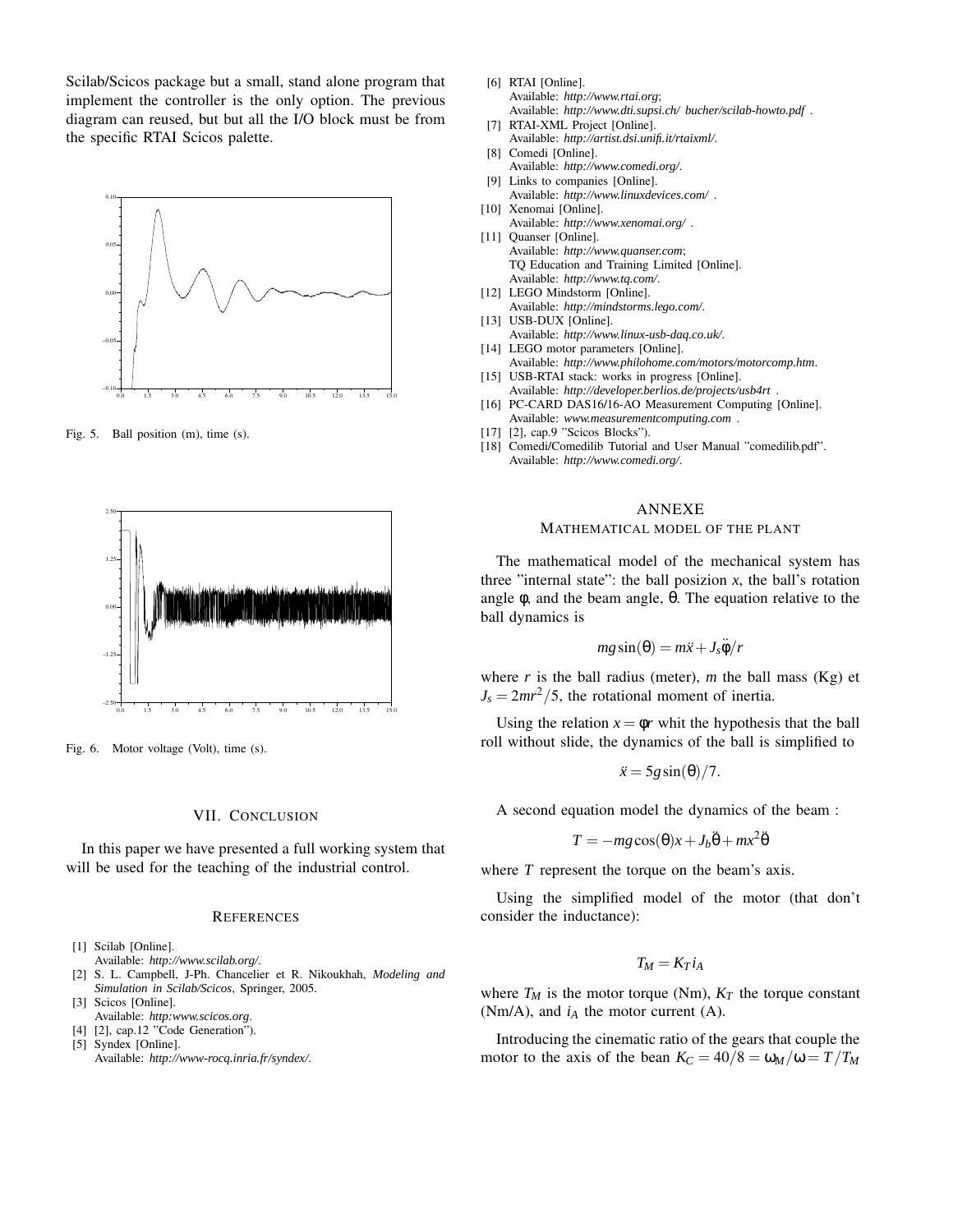Scilab/Scicos package but a small, stand alone program that implement the controller is the only option. The previous diagram can reused, but but all the I/O block must be from the specific RTAI Scicos palette.

Fig. 5. Ball position (m), time (s).

Fig. 6. Motor voltage (Volt), time (s).

## VII. Conclusion

In this paper we have presented a full working system that will be used for the teaching of the industrial control.

## References

[1] Scilab [Online]. Available: *http://www.scilab.org/*.

[2] S. L. Campbell, J-Ph. Chancelier et R. Nikoukhah, *Modeling and Simulation in Scilab/Scicos*, Springer, 2005.

[3] Scicos [Online]. Available: *http:www.scicos.org*.

[4] [2], cap.12 "Code Generation").

[5] Syndex [Online]. Available: *http://www-rocq.inria.fr/syndex/*.

[6] RTAI [Online]. Available: *http://www.rtai.org*; Available: *http://www.dti.supsi.ch/ bucher/scilab-howto.pdf* .

[7] RTAI-XML Project [Online]. Available: *http://artist.dsi.unifi.it/rtaixml/*.

[8] Comedi [Online]. Available: *http://www.comedi.org/*.

[9] Links to companies [Online]. Available: *http://www.linuxdevices.com/* .

[10] Xenomai [Online]. Available: *http://www.xenomai.org/* .

[11] Quanser [Online]. Available: *http://www.quanser.com*; TQ Education and Training Limited [Online]. Available: *http://www.tq.com/*.

[12] LEGO Mindstorm [Online]. Available: *http://mindstorms.lego.com/*.

[13] USB-DUX [Online]. Available: *http://www.linux-usb-daq.co.uk/*.

[14] LEGO motor parameters [Online]. Available: *http://www.philohome.com/motors/motorcomp.htm*.

[15] USB-RTAI stack: works in progress [Online]. Available: *http://developer.berlios.de/projects/usb4rt* .

[16] PC-CARD DAS16/16-AO Measurement Computing [Online]. Available: *www.measurementcomputing.com* .

[17] [2], cap.9 "Scicos Blocks").

[18] Comedi/Comedilib Tutorial and User Manual "comedilib.pdf". Available: *http://www.comedi.org/*.

## Annexe
### Mathematical model of the plant

The mathematical model of the mechanical system has three "internal state": the ball posizion $x$, the ball's rotation angle $\phi$, and the beam angle, $\theta$. The equation relative to the ball dynamics is

$$mg\sin(\theta) = m\ddot{x} + J_s\ddot{\phi}/r$$

where $r$ is the ball radius (meter), $m$ the ball mass (Kg) et $J_s = 2mr^2/5$, the rotational moment of inertia.

Using the relation $x = \phi r$ whit the hypothesis that the ball roll without slide, the dynamics of the ball is simplified to

$$\ddot{x} = 5g\sin(\theta)/7.$$

A second equation model the dynamics of the beam :

$$T = -mg\cos(\theta)x + J_b\ddot{\theta} + mx^2\ddot{\theta}$$

where $T$ represent the torque on the beam's axis.

Using the simplified model of the motor (that don't consider the inductance):

$$T_M = K_T i_A$$

where $T_M$ is the motor torque (Nm), $K_T$ the torque constant (Nm/A), and $i_A$ the motor current (A).

Introducing the cinematic ratio of the gears that couple the motor to the axis of the bean $K_C = 40/8 = \omega_M/\omega = T/T_M$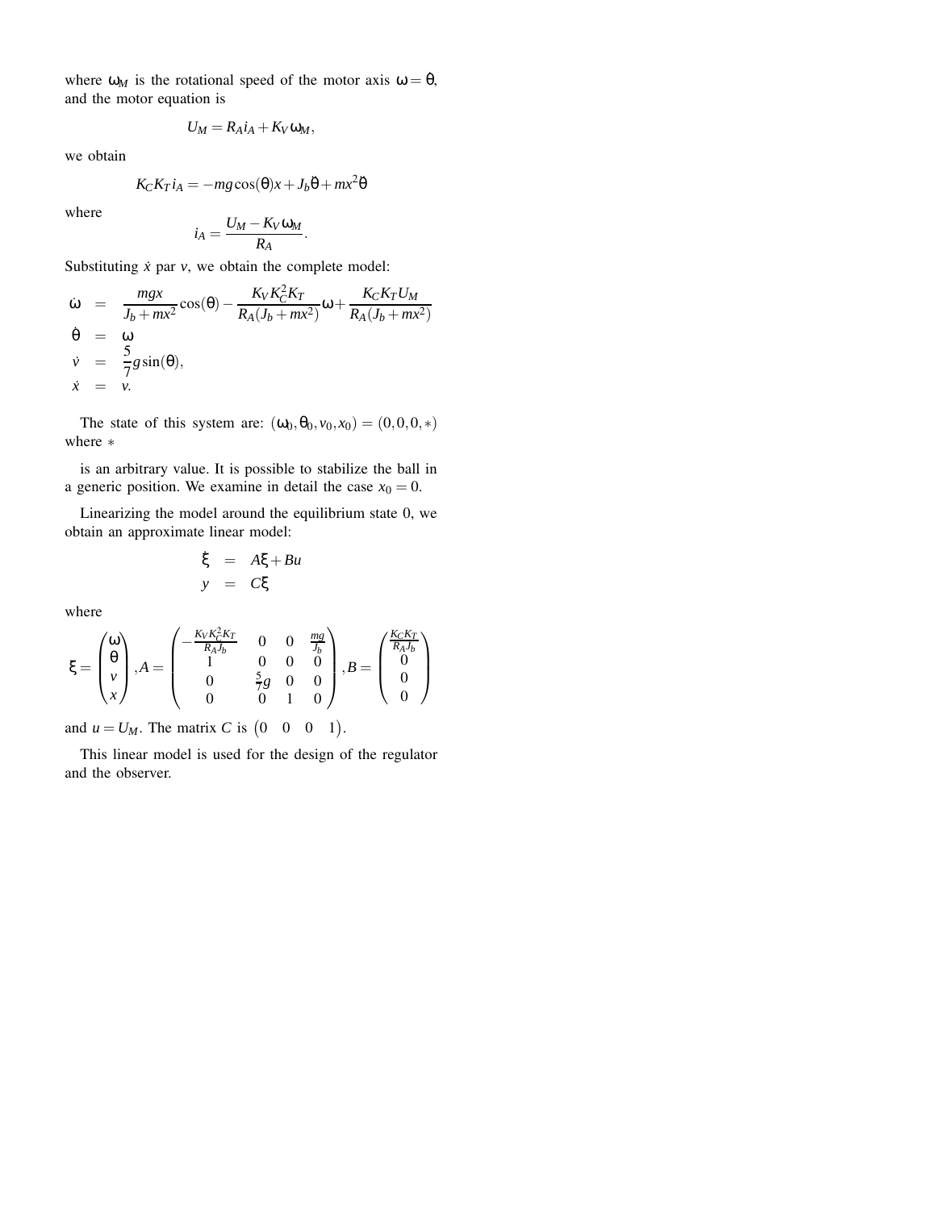where $\omega_M$ is the rotational speed of the motor axis $\omega = \dot{\theta}$, and the motor equation is

$$U_M = R_A i_A + K_V \omega_M,$$

we obtain

$$K_C K_T i_A = -mg\cos(\theta)x + J_b\ddot{\theta} + mx^2\ddot{\theta}$$

where

$$i_A = \frac{U_M - K_V \omega_M}{R_A}.$$

Substituting $\dot{x}$ par $v$, we obtain the complete model:

$$\begin{aligned}
\dot{\omega} &= \frac{mgx}{J_b + mx^2}\cos(\theta) - \frac{K_V K_C^2 K_T}{R_A(J_b + mx^2)}\omega + \frac{K_C K_T U_M}{R_A(J_b + mx^2)} \\
\dot{\theta} &= \omega \\
\dot{v} &= \frac{5}{7}g\sin(\theta), \\
\dot{x} &= v.
\end{aligned}$$

The state of this system are: $(\omega_0, \theta_0, v_0, x_0) = (0, 0, 0, *)$ where $*$

is an arbitrary value. It is possible to stabilize the ball in a generic position. We examine in detail the case $x_0 = 0$.

Linearizing the model around the equilibrium state 0, we obtain an approximate linear model:

$$\begin{aligned}
\dot{\xi} &= A\xi + Bu \\
y &= C\xi
\end{aligned}$$

where

$$\xi = \begin{pmatrix} \omega \\ \theta \\ v \\ x \end{pmatrix}, A = \begin{pmatrix} -\frac{K_V K_C^2 K_T}{R_A J_b} & 0 & 0 & \frac{mg}{J_b} \\ 1 & 0 & 0 & 0 \\ 0 & \frac{5}{7}g & 0 & 0 \\ 0 & 0 & 1 & 0 \end{pmatrix}, B = \begin{pmatrix} \frac{K_C K_T}{R_A J_b} \\ 0 \\ 0 \\ 0 \end{pmatrix}$$

and $u = U_M$. The matrix $C$ is $\begin{pmatrix} 0 & 0 & 0 & 1 \end{pmatrix}$.

This linear model is used for the design of the regulator and the observer.